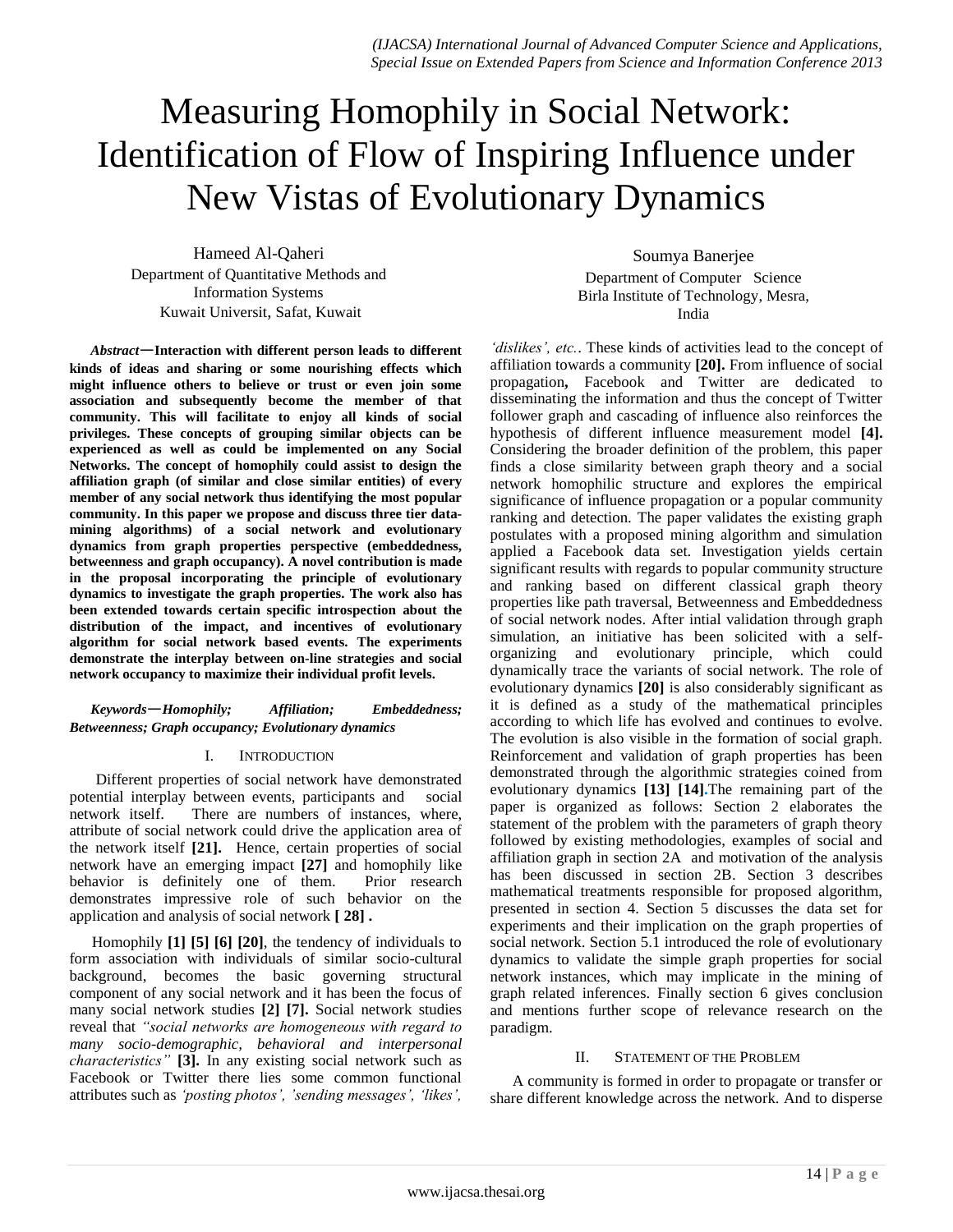# Measuring Homophily in Social Network: Identification of Flow of Inspiring Influence under New Vistas of Evolutionary Dynamics

Hameed Al-Qaheri
Department of Quantitative Methods and Information Systems
Kuwait Universit, Safat, Kuwait

Soumya Banerjee
Department of Computer Science
Birla Institute of Technology, Mesra, India

***Abstract*—Interaction with different person leads to different kinds of ideas and sharing or some nourishing effects which might influence others to believe or trust or even join some association and subsequently become the member of that community. This will facilitate to enjoy all kinds of social privileges. These concepts of grouping similar objects can be experienced as well as could be implemented on any Social Networks. The concept of homophily could assist to design the affiliation graph (of similar and close similar entities) of every member of any social network thus identifying the most popular community. In this paper we propose and discuss three tier data-mining algorithms) of a social network and evolutionary dynamics from graph properties perspective (embeddedness, betweenness and graph occupancy). A novel contribution is made in the proposal incorporating the principle of evolutionary dynamics to investigate the graph properties. The work also has been extended towards certain specific introspection about the distribution of the impact, and incentives of evolutionary algorithm for social network based events. The experiments demonstrate the interplay between on-line strategies and social network occupancy to maximize their individual profit levels.**

***Keywords*—Homophily; Affiliation; Embeddedness; Betweenness; Graph occupancy; Evolutionary dynamics**

## I. Introduction

Different properties of social network have demonstrated potential interplay between events, participants and social network itself. There are numbers of instances, where, attribute of social network could drive the application area of the network itself **[21].** Hence, certain properties of social network have an emerging impact **[27]** and homophily like behavior is definitely one of them. Prior research demonstrates impressive role of such behavior on the application and analysis of social network **[ 28] .**

Homophily **[1] [5] [6] [20]**, the tendency of individuals to form association with individuals of similar socio-cultural background, becomes the basic governing structural component of any social network and it has been the focus of many social network studies **[2] [7].** Social network studies reveal that *"social networks are homogeneous with regard to many socio-demographic, behavioral and interpersonal characteristics"* **[3].** In any existing social network such as Facebook or Twitter there lies some common functional attributes such as *'posting photos', 'sending messages', 'likes', 'dislikes', etc.*. These kinds of activities lead to the concept of affiliation towards a community **[20].** From influence of social propagation**,** Facebook and Twitter are dedicated to disseminating the information and thus the concept of Twitter follower graph and cascading of influence also reinforces the hypothesis of different influence measurement model **[4].** Considering the broader definition of the problem, this paper finds a close similarity between graph theory and a social network homophilic structure and explores the empirical significance of influence propagation or a popular community ranking and detection. The paper validates the existing graph postulates with a proposed mining algorithm and simulation applied a Facebook data set. Investigation yields certain significant results with regards to popular community structure and ranking based on different classical graph theory properties like path traversal, Betweenness and Embeddedness of social network nodes. After intial validation through graph simulation, an initiative has been solicited with a self-organizing and evolutionary principle, which could dynamically trace the variants of social network. The role of evolutionary dynamics **[20]** is also considerably significant as it is defined as a study of the mathematical principles according to which life has evolved and continues to evolve. The evolution is also visible in the formation of social graph. Reinforcement and validation of graph properties has been demonstrated through the algorithmic strategies coined from evolutionary dynamics **[13] [14].**The remaining part of the paper is organized as follows: Section 2 elaborates the statement of the problem with the parameters of graph theory followed by existing methodologies, examples of social and affiliation graph in section 2A and motivation of the analysis has been discussed in section 2B. Section 3 describes mathematical treatments responsible for proposed algorithm, presented in section 4. Section 5 discusses the data set for experiments and their implication on the graph properties of social network. Section 5.1 introduced the role of evolutionary dynamics to validate the simple graph properties for social network instances, which may implicate in the mining of graph related inferences. Finally section 6 gives conclusion and mentions further scope of relevance research on the paradigm.

## II. Statement of the Problem

A community is formed in order to propagate or transfer or share different knowledge across the network. And to disperse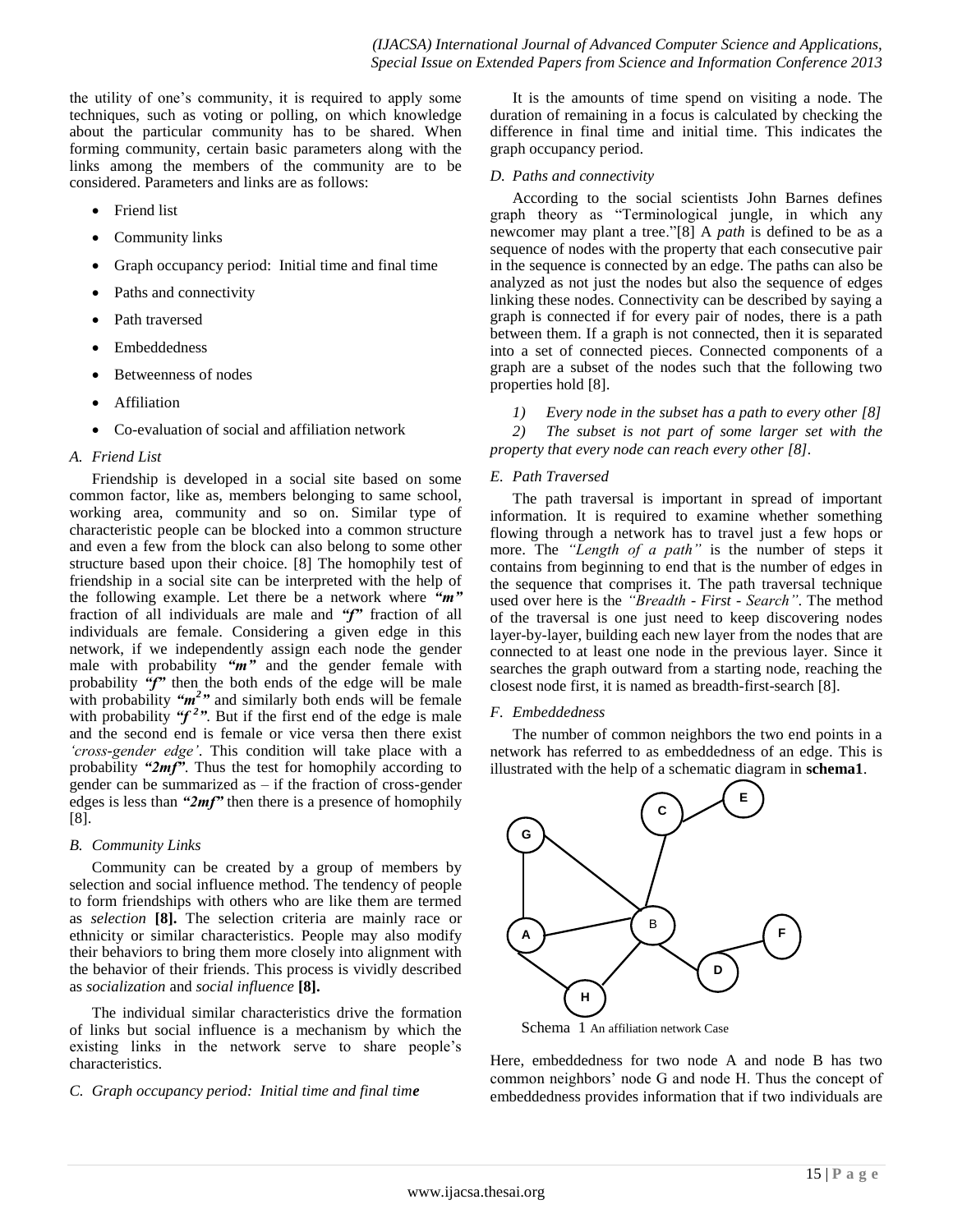the utility of one's community, it is required to apply some techniques, such as voting or polling, on which knowledge about the particular community has to be shared. When forming community, certain basic parameters along with the links among the members of the community are to be considered. Parameters and links are as follows:

- Friend list
- Community links
- Graph occupancy period: Initial time and final time
- Paths and connectivity
- Path traversed
- Embeddedness
- Betweenness of nodes
- Affiliation
- Co-evaluation of social and affiliation network

### *A. Friend List*

Friendship is developed in a social site based on some common factor, like as, members belonging to same school, working area, community and so on. Similar type of characteristic people can be blocked into a common structure and even a few from the block can also belong to some other structure based upon their choice. [8] The homophily test of friendship in a social site can be interpreted with the help of the following example. Let there be a network where ***"m"*** fraction of all individuals are male and ***"f"*** fraction of all individuals are female. Considering a given edge in this network, if we independently assign each node the gender male with probability ***"m"*** and the gender female with probability ***"f"*** then the both ends of the edge will be male with probability ***"$m^2$"*** and similarly both ends will be female with probability ***"$f^2$"***. But if the first end of the edge is male and the second end is female or vice versa then there exist *'cross-gender edge'*. This condition will take place with a probability ***"2mf"***. Thus the test for homophily according to gender can be summarized as – if the fraction of cross-gender edges is less than ***"2mf"*** then there is a presence of homophily [8].

### *B. Community Links*

Community can be created by a group of members by selection and social influence method. The tendency of people to form friendships with others who are like them are termed as *selection* **[8].** The selection criteria are mainly race or ethnicity or similar characteristics. People may also modify their behaviors to bring them more closely into alignment with the behavior of their friends. This process is vividly described as *socialization* and *social influence* **[8].**

The individual similar characteristics drive the formation of links but social influence is a mechanism by which the existing links in the network serve to share people's characteristics.

### *C. Graph occupancy period: Initial time and final time*

It is the amounts of time spend on visiting a node. The duration of remaining in a focus is calculated by checking the difference in final time and initial time. This indicates the graph occupancy period.

### *D. Paths and connectivity*

According to the social scientists John Barnes defines graph theory as "Terminological jungle, in which any newcomer may plant a tree."[8] A *path* is defined to be as a sequence of nodes with the property that each consecutive pair in the sequence is connected by an edge. The paths can also be analyzed as not just the nodes but also the sequence of edges linking these nodes. Connectivity can be described by saying a graph is connected if for every pair of nodes, there is a path between them. If a graph is not connected, then it is separated into a set of connected pieces. Connected components of a graph are a subset of the nodes such that the following two properties hold [8].

*1) Every node in the subset has a path to every other [8]*

*2) The subset is not part of some larger set with the property that every node can reach every other [8].*

### *E. Path Traversed*

The path traversal is important in spread of important information. It is required to examine whether something flowing through a network has to travel just a few hops or more. The *"Length of a path"* is the number of steps it contains from beginning to end that is the number of edges in the sequence that comprises it. The path traversal technique used over here is the *"Breadth - First - Search"*. The method of the traversal is one just need to keep discovering nodes layer-by-layer, building each new layer from the nodes that are connected to at least one node in the previous layer. Since it searches the graph outward from a starting node, reaching the closest node first, it is named as breadth-first-search [8].

### *F. Embeddedness*

The number of common neighbors the two end points in a network has referred to as embeddedness of an edge. This is illustrated with the help of a schematic diagram in **schema1**.

Schema 1 An affiliation network Case

Here, embeddedness for two node A and node B has two common neighbors' node G and node H. Thus the concept of embeddedness provides information that if two individuals are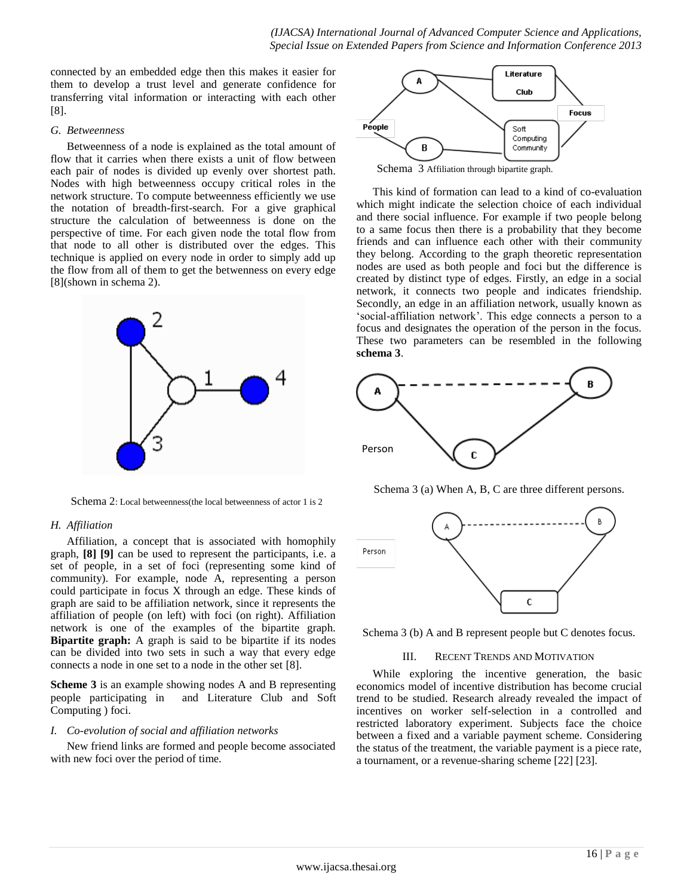connected by an embedded edge then this makes it easier for them to develop a trust level and generate confidence for transferring vital information or interacting with each other [8].

### *G. Betweenness*

Betweenness of a node is explained as the total amount of flow that it carries when there exists a unit of flow between each pair of nodes is divided up evenly over shortest path. Nodes with high betweenness occupy critical roles in the network structure. To compute betweenness efficiently we use the notation of breadth-first-search. For a give graphical structure the calculation of betweenness is done on the perspective of time. For each given node the total flow from that node to all other is distributed over the edges. This technique is applied on every node in order to simply add up the flow from all of them to get the betwenness on every edge [8](shown in schema 2).

Schema 2: Local betweenness(the local betweenness of actor 1 is 2

### *H. Affiliation*

Affiliation, a concept that is associated with homophily graph, **[8] [9]** can be used to represent the participants, i.e. a set of people, in a set of foci (representing some kind of community). For example, node A, representing a person could participate in focus X through an edge. These kinds of graph are said to be affiliation network, since it represents the affiliation of people (on left) with foci (on right). Affiliation network is one of the examples of the bipartite graph. **Bipartite graph:** A graph is said to be bipartite if its nodes can be divided into two sets in such a way that every edge connects a node in one set to a node in the other set [8].

**Scheme 3** is an example showing nodes A and B representing people participating in and Literature Club and Soft Computing ) foci.

### *I. Co-evolution of social and affiliation networks*

New friend links are formed and people become associated with new foci over the period of time.

Schema 3 Affiliation through bipartite graph.

This kind of formation can lead to a kind of co-evaluation which might indicate the selection choice of each individual and there social influence. For example if two people belong to a same focus then there is a probability that they become friends and can influence each other with their community they belong. According to the graph theoretic representation nodes are used as both people and foci but the difference is created by distinct type of edges. Firstly, an edge in a social network, it connects two people and indicates friendship. Secondly, an edge in an affiliation network, usually known as 'social-affiliation network'. This edge connects a person to a focus and designates the operation of the person in the focus. These two parameters can be resembled in the following **schema 3**.

Schema 3 (a) When A, B, C are three different persons.

Schema 3 (b) A and B represent people but C denotes focus.

## III. Recent Trends and Motivation

While exploring the incentive generation, the basic economics model of incentive distribution has become crucial trend to be studied. Research already revealed the impact of incentives on worker self-selection in a controlled and restricted laboratory experiment. Subjects face the choice between a fixed and a variable payment scheme. Considering the status of the treatment, the variable payment is a piece rate, a tournament, or a revenue-sharing scheme [22] [23].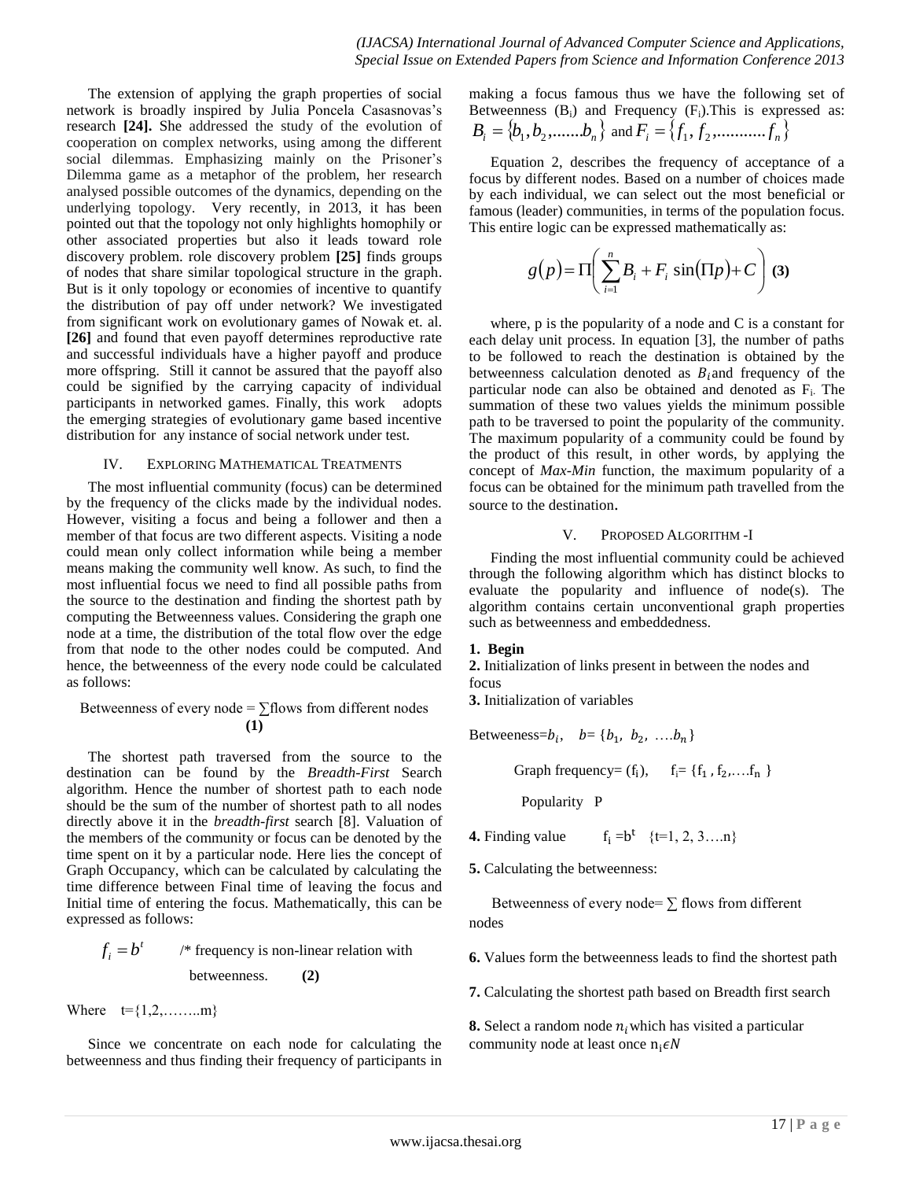The extension of applying the graph properties of social network is broadly inspired by Julia Poncela Casasnovas's research **[24].** She addressed the study of the evolution of cooperation on complex networks, using among the different social dilemmas. Emphasizing mainly on the Prisoner's Dilemma game as a metaphor of the problem, her research analysed possible outcomes of the dynamics, depending on the underlying topology. Very recently, in 2013, it has been pointed out that the topology not only highlights homophily or other associated properties but also it leads toward role discovery problem. role discovery problem **[25]** finds groups of nodes that share similar topological structure in the graph. But is it only topology or economies of incentive to quantify the distribution of pay off under network? We investigated from significant work on evolutionary games of Nowak et. al. **[26]** and found that even payoff determines reproductive rate and successful individuals have a higher payoff and produce more offspring. Still it cannot be assured that the payoff also could be signified by the carrying capacity of individual participants in networked games. Finally, this work adopts the emerging strategies of evolutionary game based incentive distribution for any instance of social network under test.

## IV. Exploring Mathematical Treatments

The most influential community (focus) can be determined by the frequency of the clicks made by the individual nodes. However, visiting a focus and being a follower and then a member of that focus are two different aspects. Visiting a node could mean only collect information while being a member means making the community well know. As such, to find the most influential focus we need to find all possible paths from the source to the destination and finding the shortest path by computing the Betweenness values. Considering the graph one node at a time, the distribution of the total flow over the edge from that node to the other nodes could be computed. And hence, the betweenness of the every node could be calculated as follows:

Betweenness of every node = ∑flows from different nodes **(1)**

The shortest path traversed from the source to the destination can be found by the *Breadth-First* Search algorithm. Hence the number of shortest path to each node should be the sum of the number of shortest path to all nodes directly above it in the *breadth-first* search [8]. Valuation of the members of the community or focus can be denoted by the time spent on it by a particular node. Here lies the concept of Graph Occupancy, which can be calculated by calculating the time difference between Final time of leaving the focus and Initial time of entering the focus. Mathematically, this can be expressed as follows:

$$f_i = b^t$$ /* frequency is non-linear relation with betweenness. **(2)**

Where $t=\{1,2,\ldots\ldots m\}$

Since we concentrate on each node for calculating the betweenness and thus finding their frequency of participants in making a focus famous thus we have the following set of Betweenness ($B_i$) and Frequency ($F_i$).This is expressed as: $B_i = \{b_1, b_2, \ldots\ldots. b_n\}$ and $F_i = \{f_1, f_2, \ldots\ldots\ldots. f_n\}$

Equation 2, describes the frequency of acceptance of a focus by different nodes. Based on a number of choices made by each individual, we can select out the most beneficial or famous (leader) communities, in terms of the population focus. This entire logic can be expressed mathematically as:

$$g(p) = \Pi\left(\sum_{i=1}^{n} B_i + F_i \sin(\Pi p) + C\right) \quad \textbf{(3)}$$

where, p is the popularity of a node and C is a constant for each delay unit process. In equation [3], the number of paths to be followed to reach the destination is obtained by the betweenness calculation denoted as $B_i$ and frequency of the particular node can also be obtained and denoted as $F_i$. The summation of these two values yields the minimum possible path to be traversed to point the popularity of the community. The maximum popularity of a community could be found by the product of this result, in other words, by applying the concept of *Max-Min* function, the maximum popularity of a focus can be obtained for the minimum path travelled from the source to the destination.

## V. Proposed Algorithm -I

Finding the most influential community could be achieved through the following algorithm which has distinct blocks to evaluate the popularity and influence of node(s). The algorithm contains certain unconventional graph properties such as betweenness and embeddedness.

**1. Begin**

**2.** Initialization of links present in between the nodes and focus

**3.** Initialization of variables

Betweeness=$b_i$, $b = \{b_1, b_2, \ldots. b_n\}$

Graph frequency= ($f_i$), $f_i = \{f_1, f_2, \ldots. f_n\}$

Popularity P

**4.** Finding value $f_i = b^t$ $\{t=1, 2, 3\ldots. n\}$

**5.** Calculating the betweenness:

Betweenness of every node= ∑ flows from different nodes

**6.** Values form the betweenness leads to find the shortest path

**7.** Calculating the shortest path based on Breadth first search

**8.** Select a random node $n_i$ which has visited a particular community node at least once $n_i \epsilon N$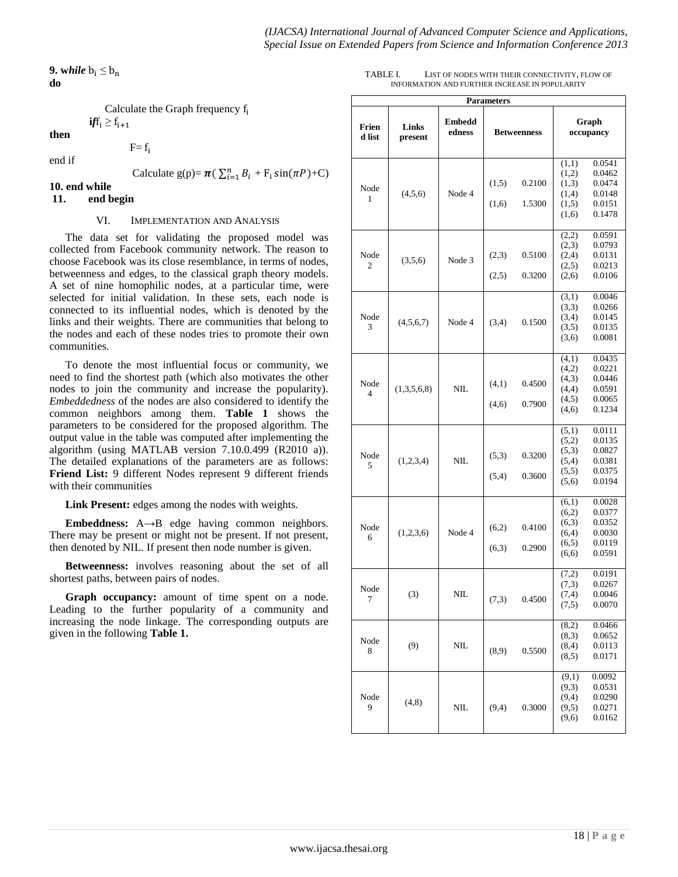**9. while** $b_i \leq b_n$
**do**

Calculate the Graph frequency $f_i$

**if** $f_i \geq f_{i+1}$

**then**

$F = f_i$

end if

Calculate $g(p) = \boldsymbol{\pi}(\sum_{i=1}^{n} B_i + F_i \sin(\pi P) + C)$

**10. end while**

**11. end begin**

## VI. Implementation and Analysis

The data set for validating the proposed model was collected from Facebook community network. The reason to choose Facebook was its close resemblance, in terms of nodes, betweenness and edges, to the classical graph theory models. A set of nine homophilic nodes, at a particular time, were selected for initial validation. In these sets, each node is connected to its influential nodes, which is denoted by the links and their weights. There are communities that belong to the nodes and each of these nodes tries to promote their own communities.

To denote the most influential focus or community, we need to find the shortest path (which also motivates the other nodes to join the community and increase the popularity). *Embeddedness* of the nodes are also considered to identify the common neighbors among them. **Table 1** shows the parameters to be considered for the proposed algorithm. The output value in the table was computed after implementing the algorithm (using MATLAB version 7.10.0.499 (R2010 a)). The detailed explanations of the parameters are as follows: **Friend List:** 9 different Nodes represent 9 different friends with their communities

**Link Present:** edges among the nodes with weights.

**Embeddness:** A→B edge having common neighbors. There may be present or might not be present. If not present, then denoted by NIL. If present then node number is given.

**Betweenness:** involves reasoning about the set of all shortest paths, between pairs of nodes.

**Graph occupancy:** amount of time spent on a node. Leading to the further popularity of a community and increasing the node linkage. The corresponding outputs are given in the following **Table 1.**

TABLE I. List of nodes with their connectivity, flow of information and further increase in popularity

| Parameters | | | | | | |
|---|---|---|---|---|---|---|
| **Friend list** | **Links present** | **Embeddedness** | **Betweenness** | | **Graph occupancy** | |
| Node 1 | (4,5,6) | Node 4 | (1,5)<br>(1,6) | 0.2100<br>1.5300 | (1,1)<br>(1,2)<br>(1,3)<br>(1,4)<br>(1,5)<br>(1,6) | 0.0541<br>0.0462<br>0.0474<br>0.0148<br>0.0151<br>0.1478 |
| Node 2 | (3,5,6) | Node 3 | (2,3)<br>(2,5) | 0.5100<br>0.3200 | (2,2)<br>(2,3)<br>(2,4)<br>(2,5)<br>(2,6) | 0.0591<br>0.0793<br>0.0131<br>0.0213<br>0.0106 |
| Node 3 | (4,5,6,7) | Node 4 | (3,4) | 0.1500 | (3,1)<br>(3,3)<br>(3,4)<br>(3,5)<br>(3,6) | 0.0046<br>0.0266<br>0.0145<br>0.0135<br>0.0081 |
| Node 4 | (1,3,5,6,8) | NIL | (4,1)<br>(4,6) | 0.4500<br>0.7900 | (4,1)<br>(4,2)<br>(4,3)<br>(4,4)<br>(4,5)<br>(4,6) | 0.0435<br>0.0221<br>0.0446<br>0.0591<br>0.0065<br>0.1234 |
| Node 5 | (1,2,3,4) | NIL | (5,3)<br>(5,4) | 0.3200<br>0.3600 | (5,1)<br>(5,2)<br>(5,3)<br>(5,4)<br>(5,5)<br>(5,6) | 0.0111<br>0.0135<br>0.0827<br>0.0381<br>0.0375<br>0.0194 |
| Node 6 | (1,2,3,6) | Node 4 | (6,2)<br>(6,3) | 0.4100<br>0.2900 | (6,1)<br>(6,2)<br>(6,3)<br>(6,4)<br>(6,5)<br>(6,6) | 0.0028<br>0.0377<br>0.0352<br>0.0030<br>0.0119<br>0.0591 |
| Node 7 | (3) | NIL | (7,3) | 0.4500 | (7,2)<br>(7,3)<br>(7,4)<br>(7,5) | 0.0191<br>0.0267<br>0.0046<br>0.0070 |
| Node 8 | (9) | NIL | (8,9) | 0.5500 | (8,2)<br>(8,3)<br>(8,4)<br>(8,5) | 0.0466<br>0.0652<br>0.0113<br>0.0171 |
| Node 9 | (4,8) | NIL | (9,4) | 0.3000 | (9,1)<br>(9,3)<br>(9,4)<br>(9,5)<br>(9,6) | 0.0092<br>0.0531<br>0.0290<br>0.0271<br>0.0162 |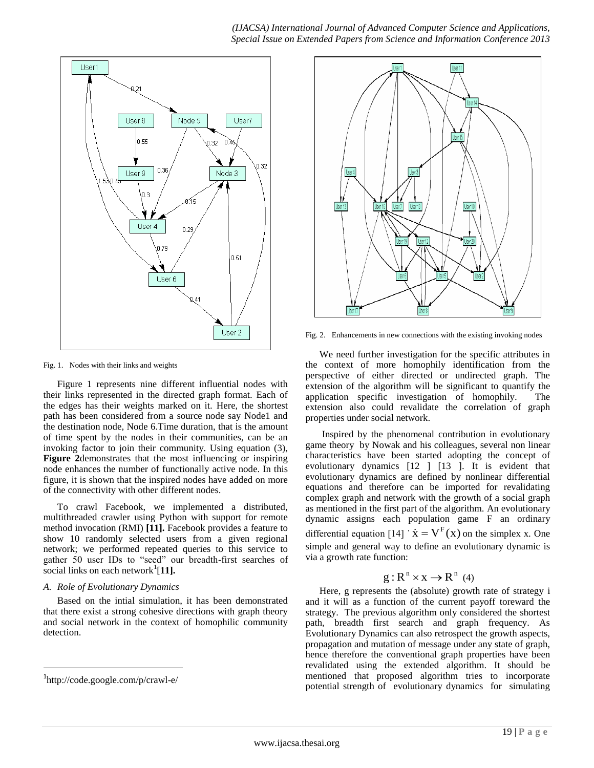Fig. 1. Nodes with their links and weights

Figure 1 represents nine different influential nodes with their links represented in the directed graph format. Each of the edges has their weights marked on it. Here, the shortest path has been considered from a source node say Node1 and the destination node, Node 6.Time duration, that is the amount of time spent by the nodes in their communities, can be an invoking factor to join their community. Using equation (3), **Figure 2**demonstrates that the most influencing or inspiring node enhances the number of functionally active node. In this figure, it is shown that the inspired nodes have added on more of the connectivity with other different nodes.

To crawl Facebook, we implemented a distributed, multithreaded crawler using Python with support for remote method invocation (RMI) **[11].** Facebook provides a feature to show 10 randomly selected users from a given regional network; we performed repeated queries to this service to gather 50 user IDs to "seed" our breadth-first searches of social links on each network[1][**11].**

### *A. Role of Evolutionary Dynamics*

Based on the intial simulation, it has been demonstrated that there exist a strong cohesive directions with graph theory and social network in the context of homophilic community detection.

Fig. 2. Enhancements in new connections with the existing invoking nodes

We need further investigation for the specific attributes in the context of more homophily identification from the perspective of either directed or undirected graph. The extension of the algorithm will be significant to quantify the application specific investigation of homophily. The extension also could revalidate the correlation of graph properties under social network.

Inspired by the phenomenal contribution in evolutionary game theory by Nowak and his colleagues, several non linear characteristics have been started adopting the concept of evolutionary dynamics [12 ] [13 ]. It is evident that evolutionary dynamics are defined by nonlinear differential equations and therefore can be imported for revalidating complex graph and network with the growth of a social graph as mentioned in the first part of the algorithm. An evolutionary dynamic assigns each population game F an ordinary differential equation [14] $\dot{x} = V^F(x)$ on the simplex x. One simple and general way to define an evolutionary dynamic is via a growth rate function:

$$g : R^n \times x \rightarrow R^n \quad (4)$$

Here, g represents the (absolute) growth rate of strategy i and it will as a function of the current payoff toreward the strategy. The previous algorithm only considered the shortest path, breadth first search and graph frequency. As Evolutionary Dynamics can also retrospect the growth aspects, propagation and mutation of message under any state of graph, hence therefore the conventional graph properties have been revalidated using the extended algorithm. It should be mentioned that proposed algorithm tries to incorporate potential strength of evolutionary dynamics for simulating

[1]http://code.google.com/p/crawl-e/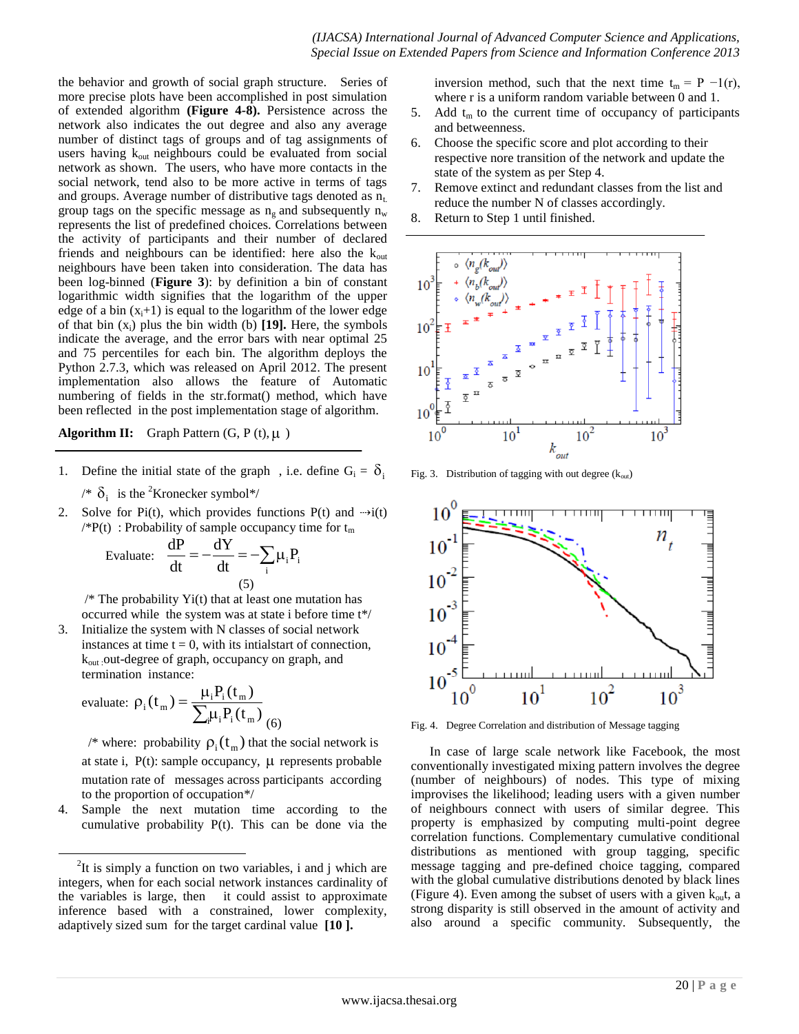the behavior and growth of social graph structure. Series of more precise plots have been accomplished in post simulation of extended algorithm **(Figure 4-8).** Persistence across the network also indicates the out degree and also any average number of distinct tags of groups and of tag assignments of users having $k_{out}$ neighbours could be evaluated from social network as shown. The users, who have more contacts in the social network, tend also to be more active in terms of tags and groups. Average number of distributive tags denoted as $n_t$, group tags on the specific message as $n_g$ and subsequently $n_w$ represents the list of predefined choices. Correlations between the activity of participants and their number of declared friends and neighbours can be identified: here also the $k_{out}$ neighbours have been taken into consideration. The data has been log-binned (**Figure 3**): by definition a bin of constant logarithmic width signifies that the logarithm of the upper edge of a bin ($x_i$+1) is equal to the logarithm of the lower edge of that bin ($x_i$) plus the bin width (b) **[19].** Here, the symbols indicate the average, and the error bars with near optimal 25 and 75 percentiles for each bin. The algorithm deploys the Python 2.7.3, which was released on April 2012. The present implementation also allows the feature of Automatic numbering of fields in the str.format() method, which have been reflected in the post implementation stage of algorithm.

**Algorithm II:** Graph Pattern (G, P (t), $\mu$ )

1. Define the initial state of the graph , i.e. define $G_i = \delta_i$ /* $\delta_i$ is the [2]Kronecker symbol*/
2. Solve for Pi(t), which provides functions P(t) and ⇢i(t) /*P(t) : Probability of sample occupancy time for $t_m$

   Evaluate: $$\frac{dP}{dt} = -\frac{dY}{dt} = -\sum_i \mu_i P_i \quad (5)$$

   /* The probability Yi(t) that at least one mutation has occurred while the system was at state i before time t*/
3. Initialize the system with N classes of social network instances at time t = 0, with its intialstart of connection, $k_{out}$ :out-degree of graph, occupancy on graph, and termination instance:

   evaluate: $$\rho_i(t_m) = \frac{\mu_i P_i(t_m)}{\sum_i \mu_i P_i(t_m)} \quad (6)$$

   /* where: probability $\rho_i(t_m)$ that the social network is at state i, P(t): sample occupancy, $\mu$ represents probable mutation rate of messages across participants according to the proportion of occupancy*/
4. Sample the next mutation time according to the cumulative probability P(t). This can be done via the inversion method, such that the next time $t_m = P^{-1}(r)$, where r is a uniform random variable between 0 and 1.
5. Add $t_m$ to the current time of occupancy of participants and betweeness.
6. Choose the specific score and plot according to their respective nore transition of the network and update the state of the system as per Step 4.
7. Remove extinct and redundant classes from the list and reduce the number N of classes accordingly.
8. Return to Step 1 until finished.

Fig. 3. Distribution of tagging with out degree ($k_{out}$)

Fig. 4. Degree Correlation and distribution of Message tagging

In case of large scale network like Facebook, the most conventionally investigated mixing pattern involves the degree (number of neighbours) of nodes. This type of mixing improvises the likelihood; leading users with a given number of neighbours connect with users of similar degree. This property is emphasized by computing multi-point degree correlation functions. Complementary cumulative conditional distributions as mentioned with group tagging, specific message tagging and pre-defined choice tagging, compared with the global cumulative distributions denoted by black lines (Figure 4). Even among the subset of users with a given $k_{out}$t, a strong disparity is still observed in the amount of activity and also around a specific community. Subsequently, the

[2]It is simply a function on two variables, i and j which are integers, when for each social network instances cardinality of the variables is large, then it could assist to approximate inference based with a constrained, lower complexity, adaptively sized sum for the target cardinal value **[10 ].**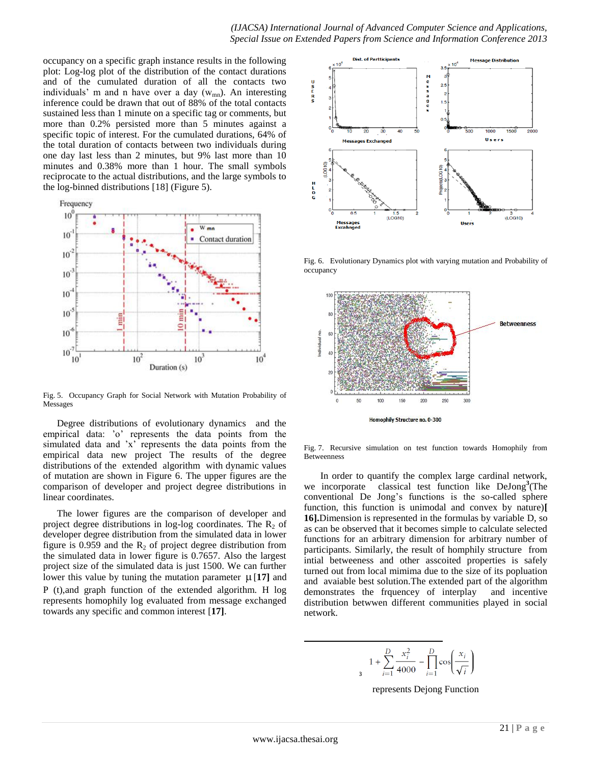occupancy on a specific graph instance results in the following plot: Log-log plot of the distribution of the contact durations and of the cumulated duration of all the contacts two individuals' m and n have over a day ($w_{mn}$). An interesting inference could be drawn that out of 88% of the total contacts sustained less than 1 minute on a specific tag or comments, but more than 0.2% persisted more than 5 minutes against a specific topic of interest. For the cumulated durations, 64% of the total duration of contacts between two individuals during one day last less than 2 minutes, but 9% last more than 10 minutes and 0.38% more than 1 hour. The small symbols reciprocate to the actual distributions, and the large symbols to the log-binned distributions [18] (Figure 5).

Fig. 5. Occupancy Graph for Social Network with Mutation Probability of Messages

Degree distributions of evolutionary dynamics and the empirical data: 'o' represents the data points from the simulated data and 'x' represents the data points from the empirical data new project The results of the degree distributions of the extended algorithm with dynamic values of mutation are shown in Figure 6. The upper figures are the comparison of developer and project degree distributions in linear coordinates.

The lower figures are the comparison of developer and project degree distributions in log-log coordinates. The $R_2$ of developer degree distribution from the simulated data in lower figure is 0.959 and the $R_2$ of project degree distribution from the simulated data in lower figure is 0.7657. Also the largest project size of the simulated data is just 1500. We can further lower this value by tuning the mutation parameter $\mu$ **[17]** and P (t),and graph function of the extended algorithm. H log represents homophily log evaluated from message exchanged towards any specific and common interest **[17]**.

Fig. 6. Evolutionary Dynamics plot with varying mutation and Probability of occupancy

Fig. 7. Recursive simulation on test function towards Homophily from Betweenness

In order to quantify the complex large cardinal network, we incorporate classical test function like DeJong[3](The conventional De Jong's functions is the so-called sphere function, this function is unimodal and convex by nature)**[ 16].**Dimension is represented in the formulas by variable D, so as can be observed that it becomes simple to calculate selected functions for an arbitrary dimension for arbitrary number of participants. Similarly, the result of homphily structure from intial betweeness and other asscoited properties is safely turned out from local mimima due to the size of its popluation and avaiable best solution.The extended part of the algorithm demonstrates the frquencey of interplay and incentive distribution betwwen different communities played in social network.

---

[3] $$1+\sum_{i=1}^{D}\frac{x_i^2}{4000}-\prod_{i=1}^{D}\cos\left(\frac{x_i}{\sqrt{i}}\right)$$

represents Dejong Function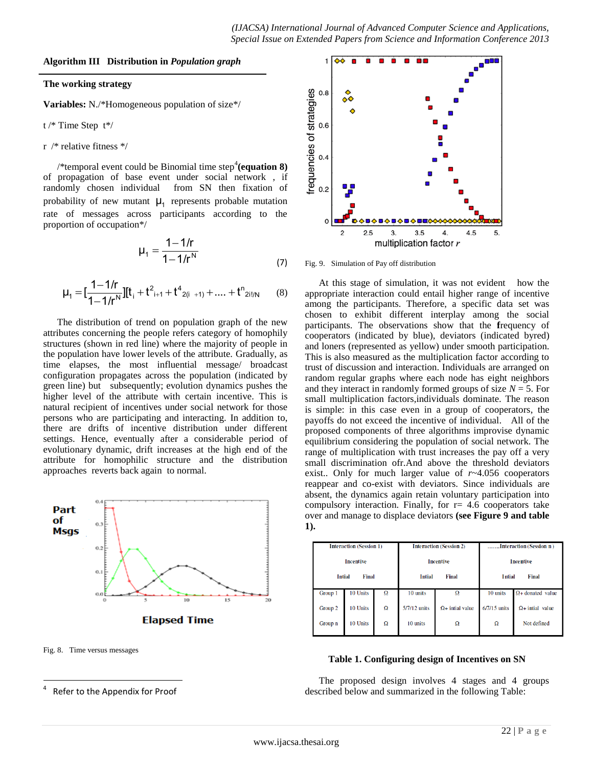**Algorithm III Distribution in *Population graph***

**The working strategy**

**Variables:** N./*Homogeneous population of size*/

t /* Time Step t*/

r /* relative fitness */

/*temporal event could be Binomial time step[4] **(equation 8)** of propagation of base event under social network , if randomly chosen individual from SN then fixation of probability of new mutant $\mu_1$ represents probable mutation rate of messages across participants according to the proportion of occupation*/

$$\mu_1 = \frac{1-1/r}{1-1/r^N} \tag{7}$$

$$\mu_1 = [\frac{1-1/r}{1-1/r^N}][t_i + t^2_{i+1} + t^4_{2(i\ +1)} + .... + t^n_{2i!/N} \tag{8}$$

The distribution of trend on population graph of the new attributes concerning the people refers category of homophily structures (shown in red line) where the majority of people in the population have lower levels of the attribute. Gradually, as time elapses, the most influential message/ broadcast configuration propagates across the population (indicated by green line) but subsequently; evolution dynamics pushes the higher level of the attribute with certain incentive. This is natural recipient of incentives under social network for those persons who are participating and interacting. In addition to, there are drifts of incentive distribution under different settings. Hence, eventually after a considerable period of evolutionary dynamic, drift increases at the high end of the attribute for homophilic structure and the distribution approaches reverts back again to normal.

Fig. 8. Time versus messages

Fig. 9. Simulation of Pay off distribution

At this stage of simulation, it was not evident how the appropriate interaction could entail higher range of incentive among the participants. Therefore, a specific data set was chosen to exhibit different interplay among the social participants. The observations show that the **f**requency of cooperators (indicated by blue), deviators (indicated byred) and loners (represented as yellow) under smooth participation. This is also measured as the multiplication factor according to trust of discussion and interaction. Individuals are arranged on random regular graphs where each node has eight neighbors and they interact in randomly formed groups of size *N* = 5. For small multiplication factors,individuals dominate. The reason is simple: in this case even in a group of cooperators, the payoffs do not exceed the incentive of individual. All of the proposed components of three algorithms improvise dynamic equilibrium considering the population of social network. The range of multiplication with trust increases the pay off a very small discrimination ofr.And above the threshold deviators exist.. Only for much larger value of *r*~4.056 cooperators reappear and co-exist with deviators. Since individuals are absent, the dynamics again retain voluntary participation into compulsory interaction. Finally, for r= 4.6 cooperators take over and manage to displace deviators **(see Figure 9 and table 1).**

| | Interaction (Session 1) | | Interaction (Session 2) | | .......Interaction (Session n ) | |
|---|---|---|---|---|---|---|
| | Incentive | | Incentive | | Incentive | |
| | Intial | Final | Intial | Final | Intial | Final |
| Group 1 | 10 Units | Ω | 10 units | Ω | 10 units | Ω+ donated value |
| Group 2 | 10 Units | Ω | 5/7/12 units | Ω+ intial value | 6/7/15 units | Ω+ intial value |
| Group n | 10 Units | Ω | 10 units | Ω | Ω | Not defined |

**Table 1. Configuring design of Incentives on SN**

The proposed design involves 4 stages and 4 groups described below and summarized in the following Table:

---

[4] Refer to the Appendix for Proof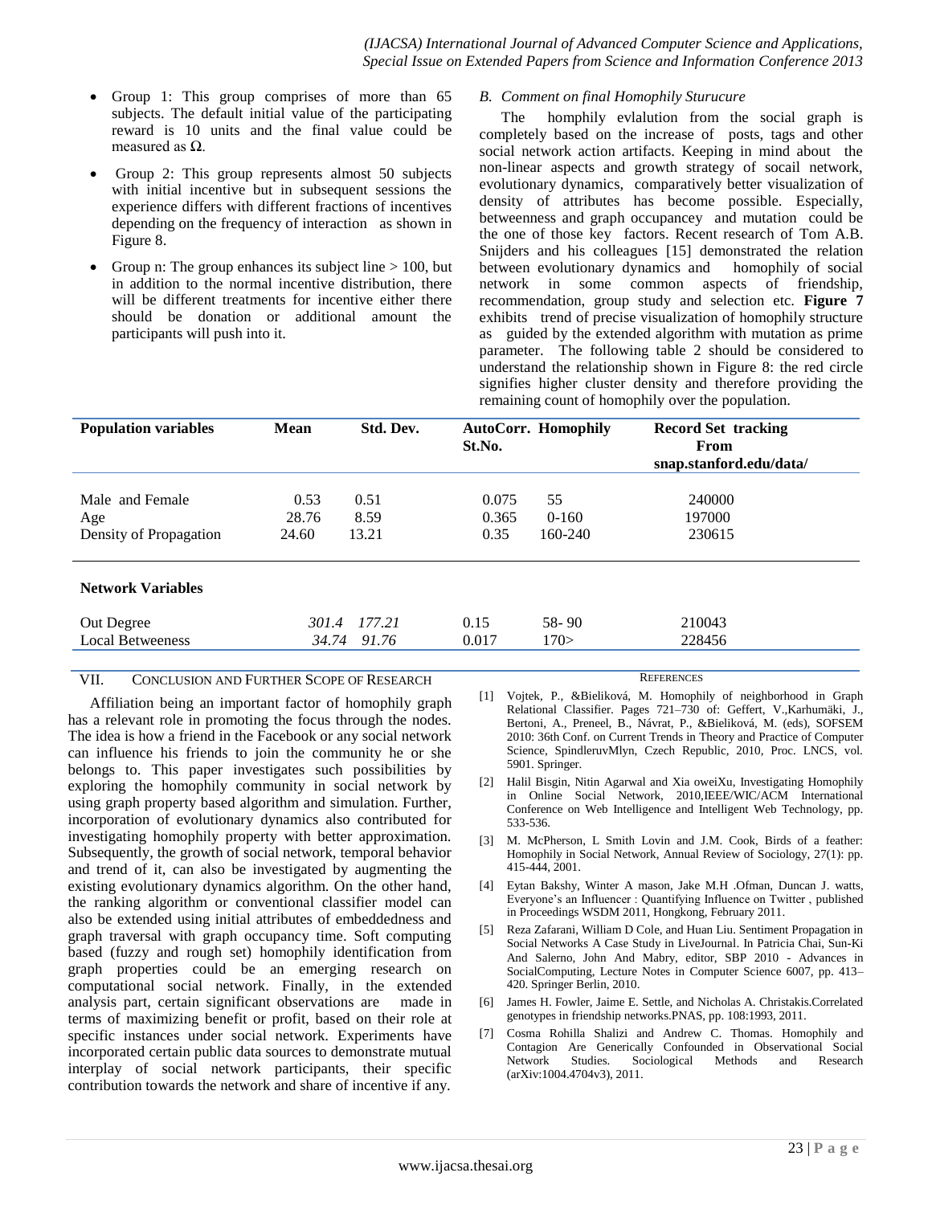- Group 1: This group comprises of more than 65 subjects. The default initial value of the participating reward is 10 units and the final value could be measured as Ω.
- Group 2: This group represents almost 50 subjects with initial incentive but in subsequent sessions the experience differs with different fractions of incentives depending on the frequency of interaction as shown in Figure 8.
- Group n: The group enhances its subject line > 100, but in addition to the normal incentive distribution, there will be different treatments for incentive either there should be donation or additional amount the participants will push into it.

### *B. Comment on final Homophily Sturucure*

The hompily evlalution from the social graph is completely based on the increase of posts, tags and other social network action artifacts. Keeping in mind about the non-linear aspects and growth strategy of socail network, evolutionary dynamics, comparatively better visualization of density of attributes has become possible. Especially, betweenness and graph occupancey and mutation could be the one of those key factors. Recent research of Tom A.B. Snijders and his colleagues [15] demonstrated the relation between evolutionary dynamics and homophily of social network in some common aspects of friendship, recommendation, group study and selection etc. **Figure 7** exhibits trend of precise visualization of homophily structure as guided by the extended algorithm with mutation as prime parameter. The following table 2 should be considered to understand the relationship shown in Figure 8: the red circle signifies higher cluster density and therefore providing the remaining count of homophily over the population.

| **Population variables** | **Mean** | **Std. Dev.** | **AutoCorr. St.No.** | **Homophily** | **Record Set tracking From snap.stanford.edu/data/** |
|---|---|---|---|---|---|
| Male and Female | 0.53 | 0.51 | 0.075 | 55 | 240000 |
| Age | 28.76 | 8.59 | 0.365 | 0-160 | 197000 |
| Density of Propagation | 24.60 | 13.21 | 0.35 | 160-240 | 230615 |
| **Network Variables** | | | | | |
| Out Degree | *301.4* | *177.21* | 0.15 | 58- 90 | 210043 |
| Local Betweeness | *34.74* | *91.76* | 0.017 | 170> | 228456 |

## VII. Conclusion and Further Scope of Research

Affiliation being an important factor of homophily graph has a relevant role in promoting the focus through the nodes. The idea is how a friend in the Facebook or any social network can influence his friends to join the community he or she belongs to. This paper investigates such possibilities by exploring the homophily community in social network by using graph property based algorithm and simulation. Further, incorporation of evolutionary dynamics also contributed for investigating homophily property with better approximation. Subsequently, the growth of social network, temporal behavior and trend of it, can also be investigated by augmenting the existing evolutionary dynamics algorithm. On the other hand, the ranking algorithm or conventional classifier model can also be extended using initial attributes of embeddedness and graph traversal with graph occupancy time. Soft computing based (fuzzy and rough set) homophily identification from graph properties could be an emerging research on computational social network. Finally, in the extended analysis part, certain significant observations are made in terms of maximizing benefit or profit, based on their role at specific instances under social network. Experiments have incorporated certain public data sources to demonstrate mutual interplay of social network participants, their specific contribution towards the network and share of incentive if any.

## References

[1] Vojtek, P., &Bieliková, M. Homophily of neighborhood in Graph Relational Classifier. Pages 721–730 of: Geffert, V.,Karhumäki, J., Bertoni, A., Preneel, B., Návrat, P., &Bieliková, M. (eds), SOFSEM 2010: 36th Conf. on Current Trends in Theory and Practice of Computer Science, SpindleruvMlyn, Czech Republic, 2010, Proc. LNCS, vol. 5901. Springer.

[2] Halil Bisgin, Nitin Agarwal and Xia oweiXu, Investigating Homophily in Online Social Network, 2010,IEEE/WIC/ACM International Conference on Web Intelligence and Intelligent Web Technology, pp. 533-536.

[3] M. McPherson, L Smith Lovin and J.M. Cook, Birds of a feather: Homophily in Social Network, Annual Review of Sociology, 27(1): pp. 415-444, 2001.

[4] Eytan Bakshy, Winter A mason, Jake M.H .Ofman, Duncan J. watts, Everyone's an Influencer : Quantifying Influence on Twitter , published in Proceedings WSDM 2011, Hongkong, February 2011.

[5] Reza Zafarani, William D Cole, and Huan Liu. Sentiment Propagation in Social Networks A Case Study in LiveJournal. In Patricia Chai, Sun-Ki And Salerno, John And Mabry, editor, SBP 2010 - Advances in SocialComputing, Lecture Notes in Computer Science 6007, pp. 413–420. Springer Berlin, 2010.

[6] James H. Fowler, Jaime E. Settle, and Nicholas A. Christakis.Correlated genotypes in friendship networks.PNAS, pp. 108:1993, 2011.

[7] Cosma Rohilla Shalizi and Andrew C. Thomas. Homophily and Contagion Are Generically Confounded in Observational Social Network Studies. Sociological Methods and Research (arXiv:1004.4704v3), 2011.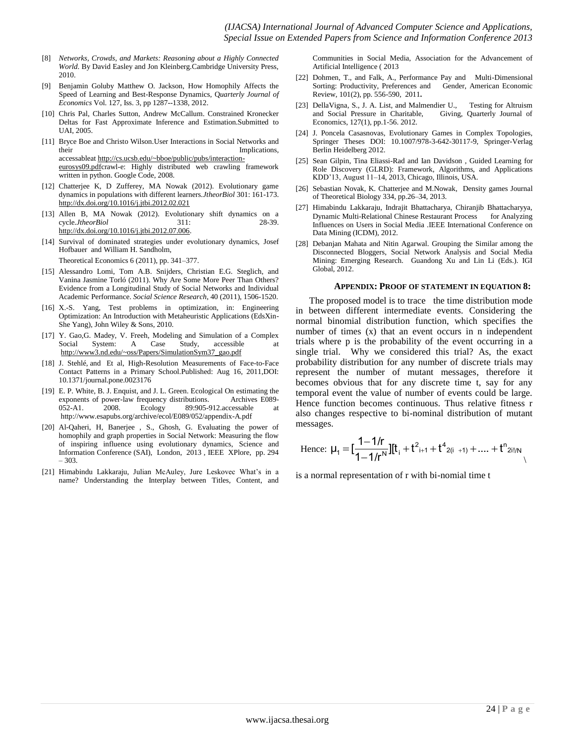[8] *Networks, Crowds, and Markets: Reasoning about a Highly Connected World.* By David Easley and Jon Kleinberg.Cambridge University Press, 2010.

[9] Benjamin Goluby Matthew O. Jackson, How Homophily Affects the Speed of Learning and Best-Response Dynamics, Q*uarterly Journal of Economics* Vol. 127, Iss. 3, pp 1287--1338, 2012.

[10] Chris Pal, Charles Sutton, Andrew McCallum. Constrained Kronecker Deltas for Fast Approximate Inference and Estimation.Submitted to UAI, 2005.

[11] Bryce Boe and Christo Wilson.User Interactions in Social Networks and their Implications, accessableat http://cs.ucsb.edu/~bboe/public/pubs/interaction-eurosys09.pdfcrawl-e: Highly distributed web crawling framework written in python. Google Code, 2008.

[12] Chatterjee K, D Zufferey, MA Nowak (2012). Evolutionary game dynamics in populations with different learners.*JtheorBiol* 301: 161-173. http://dx.doi.org/10.1016/j.jtbi.2012.02.021

[13] Allen B, MA Nowak (2012). Evolutionary shift dynamics on a cycle.*JtheorBiol* 311: 28-39. http://dx.doi.org/10.1016/j.jtbi.2012.07.006.

[14] Survival of dominated strategies under evolutionary dynamics, Josef Hofbauer and William H. Sandholm, Theoretical Economics 6 (2011), pp. 341–377.

[15] Alessandro Lomi, Tom A.B. Snijders, Christian E.G. Steglich, and Vanina Jasmine Torló (2011). Why Are Some More Peer Than Others? Evidence from a Longitudinal Study of Social Networks and Individual Academic Performance. *Social Science Research*, 40 (2011), 1506-1520.

[16] X.-S. Yang, Test problems in optimization, in: Engineering Optimization: An Introduction with Metaheuristic Applications (EdsXin-She Yang), John Wiley & Sons, 2010.

[17] Y. Gao,G. Madey, V. Freeh, Modeling and Simulation of a Complex Social System: A Case Study, accessible at http://www3.nd.edu/~oss/Papers/SimulationSym37_gao.pdf

[18] J. Stehlé, and Et al, High-Resolution Measurements of Face-to-Face Contact Patterns in a Primary School.Published: Aug 16, 2011,DOI: 10.1371/journal.pone.0023176

[19] E. P. White, B. J. Enquist, and J. L. Green. Ecological On estimating the exponents of power-law frequency distributions. Archives E089-052-A1. 2008. Ecology 89:905-912.accessable at http://www.esapubs.org/archive/ecol/E089/052/appendix-A.pdf

[20] Al-Qaheri, H, Banerjee , S., Ghosh, G. Evaluating the power of homophily and graph properties in Social Network: Measuring the flow of inspiring influence using evolutionary dynamics, Science and Information Conference (SAI), London, 2013 , IEEE XPlore, pp. 294 – 303.

[21] Himabindu Lakkaraju, Julian McAuley, Jure Leskovec What's in a name? Understanding the Interplay between Titles, Content, and Communities in Social Media, Association for the Advancement of Artificial Intelligence ( 2013

[22] Dohmen, T., and Falk, A., Performance Pay and Multi-Dimensional Sorting: Productivity, Preferences and Gender, American Economic Review, 101(2), pp. 556-590, 2011**.**

[23] DellaVigna, S., J. A. List, and Malmendier U., Testing for Altruism and Social Pressure in Charitable, Giving, Quarterly Journal of Economics, 127(1), pp.1-56. 2012.

[24] J. Poncela Casasnovas, Evolutionary Games in Complex Topologies, Springer Theses DOI: 10.1007/978-3-642-30117-9, Springer-Verlag Berlin Heidelberg 2012.

[25] Sean Gilpin, Tina Eliassi-Rad and Ian Davidson , Guided Learning for Role Discovery (GLRD): Framework, Algorithms, and Applications KDD'13, August 11–14, 2013, Chicago, Illinois, USA.

[26] Sebastian Novak, K. Chatterjee and M.Nowak, Density games Journal of Theoretical Biology 334, pp.26–34, 2013.

[27] Himabindu Lakkaraju, Indrajit Bhattacharya, Chiranjib Bhattacharyya, Dynamic Multi-Relational Chinese Restaurant Process for Analyzing Influences on Users in Social Media .IEEE International Conference on Data Mining (ICDM), 2012.

[28] Debanjan Mahata and Nitin Agarwal. Grouping the Similar among the Disconnected Bloggers, Social Network Analysis and Social Media Mining: Emerging Research. Guandong Xu and Lin Li (Eds.). IGI Global, 2012.

## APPENDIX: PROOF OF STATEMENT IN EQUATION 8:

The proposed model is to trace the time distribution mode in between different intermediate events. Considering the normal binomial distribution function, which specifies the number of times (x) that an event occurs in n independent trials where p is the probability of the event occurring in a single trial. Why we considered this trial? As, the exact probability distribution for any number of discrete trials may represent the number of mutant messages, therefore it becomes obvious that for any discrete time t, say for any temporal event the value of number of events could be large. Hence function becomes continuous. Thus relative fitness r also changes respective to bi-nominal distribution of mutant messages.

Hence: $$\mu_1 = [\frac{1-1/r}{1-1/r^N}][t_i + t^2{}_{i+1} + t^4{}_{2(i\ \ +1)} + .... + t^n{}_{2i!/N}$$

is a normal representation of r with bi-nomial time t